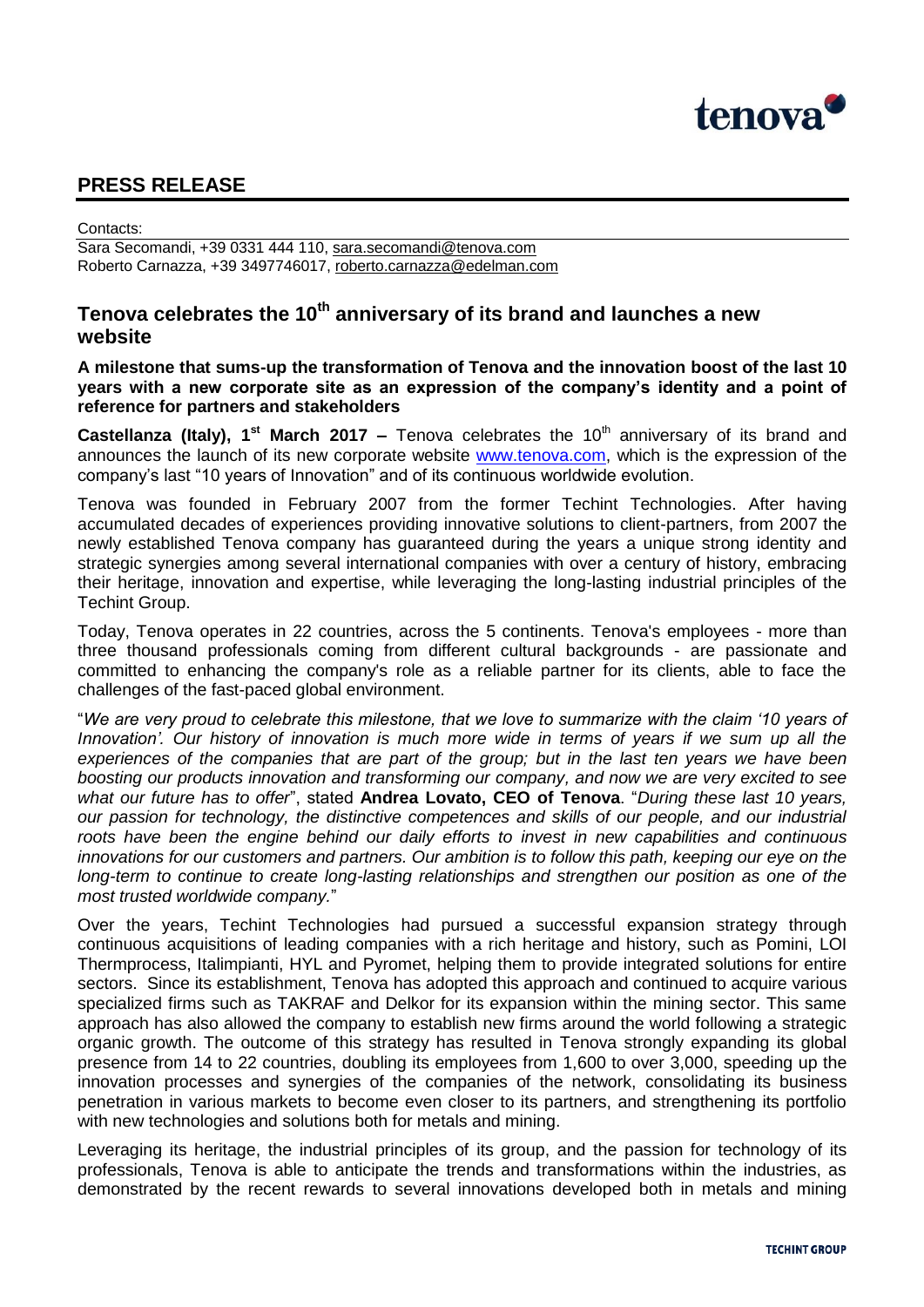## PRESS RELEASE

Contacts:
Sara Secomandi, +39 0331 444 110, sara.secomandi@tenova.com
Roberto Carnazza, +39 3497746017, roberto.carnazza@edelman.com

# Tenova celebrates the 10th anniversary of its brand and launches a new website

**A milestone that sums-up the transformation of Tenova and the innovation boost of the last 10 years with a new corporate site as an expression of the company's identity and a point of reference for partners and stakeholders**

**Castellanza (Italy), 1st March 2017 –** Tenova celebrates the 10th anniversary of its brand and announces the launch of its new corporate website www.tenova.com, which is the expression of the company's last "10 years of Innovation" and of its continuous worldwide evolution.

Tenova was founded in February 2007 from the former Techint Technologies. After having accumulated decades of experiences providing innovative solutions to client-partners, from 2007 the newly established Tenova company has guaranteed during the years a unique strong identity and strategic synergies among several international companies with over a century of history, embracing their heritage, innovation and expertise, while leveraging the long-lasting industrial principles of the Techint Group.

Today, Tenova operates in 22 countries, across the 5 continents. Tenova's employees - more than three thousand professionals coming from different cultural backgrounds - are passionate and committed to enhancing the company's role as a reliable partner for its clients, able to face the challenges of the fast-paced global environment.

"*We are very proud to celebrate this milestone, that we love to summarize with the claim '10 years of Innovation'. Our history of innovation is much more wide in terms of years if we sum up all the experiences of the companies that are part of the group; but in the last ten years we have been boosting our products innovation and transforming our company, and now we are very excited to see what our future has to offer*", stated **Andrea Lovato, CEO of Tenova**. "*During these last 10 years, our passion for technology, the distinctive competences and skills of our people, and our industrial roots have been the engine behind our daily efforts to invest in new capabilities and continuous innovations for our customers and partners. Our ambition is to follow this path, keeping our eye on the long-term to continue to create long-lasting relationships and strengthen our position as one of the most trusted worldwide company.*"

Over the years, Techint Technologies had pursued a successful expansion strategy through continuous acquisitions of leading companies with a rich heritage and history, such as Pomini, LOI Thermprocess, Italimpianti, HYL and Pyromet, helping them to provide integrated solutions for entire sectors. Since its establishment, Tenova has adopted this approach and continued to acquire various specialized firms such as TAKRAF and Delkor for its expansion within the mining sector. This same approach has also allowed the company to establish new firms around the world following a strategic organic growth. The outcome of this strategy has resulted in Tenova strongly expanding its global presence from 14 to 22 countries, doubling its employees from 1,600 to over 3,000, speeding up the innovation processes and synergies of the companies of the network, consolidating its business penetration in various markets to become even closer to its partners, and strengthening its portfolio with new technologies and solutions both for metals and mining.

Leveraging its heritage, the industrial principles of its group, and the passion for technology of its professionals, Tenova is able to anticipate the trends and transformations within the industries, as demonstrated by the recent rewards to several innovations developed both in metals and mining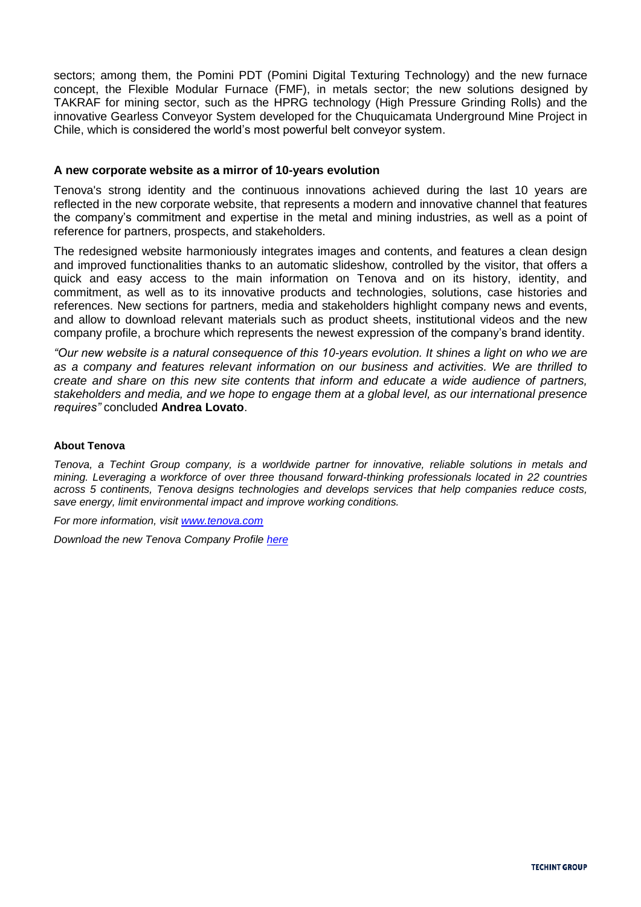sectors; among them, the Pomini PDT (Pomini Digital Texturing Technology) and the new furnace concept, the Flexible Modular Furnace (FMF), in metals sector; the new solutions designed by TAKRAF for mining sector, such as the HPRG technology (High Pressure Grinding Rolls) and the innovative Gearless Conveyor System developed for the Chuquicamata Underground Mine Project in Chile, which is considered the world's most powerful belt conveyor system.

### A new corporate website as a mirror of 10-years evolution

Tenova's strong identity and the continuous innovations achieved during the last 10 years are reflected in the new corporate website, that represents a modern and innovative channel that features the company's commitment and expertise in the metal and mining industries, as well as a point of reference for partners, prospects, and stakeholders.

The redesigned website harmoniously integrates images and contents, and features a clean design and improved functionalities thanks to an automatic slideshow, controlled by the visitor, that offers a quick and easy access to the main information on Tenova and on its history, identity, and commitment, as well as to its innovative products and technologies, solutions, case histories and references. New sections for partners, media and stakeholders highlight company news and events, and allow to download relevant materials such as product sheets, institutional videos and the new company profile, a brochure which represents the newest expression of the company's brand identity.

*"Our new website is a natural consequence of this 10-years evolution. It shines a light on who we are as a company and features relevant information on our business and activities. We are thrilled to create and share on this new site contents that inform and educate a wide audience of partners, stakeholders and media, and we hope to engage them at a global level, as our international presence requires"* concluded **Andrea Lovato**.

#### About Tenova

*Tenova, a Techint Group company, is a worldwide partner for innovative, reliable solutions in metals and mining. Leveraging a workforce of over three thousand forward-thinking professionals located in 22 countries across 5 continents, Tenova designs technologies and develops services that help companies reduce costs, save energy, limit environmental impact and improve working conditions.*

*For more information, visit [www.tenova.com](http://www.tenova.com)*

*Download the new Tenova Company Profile here*